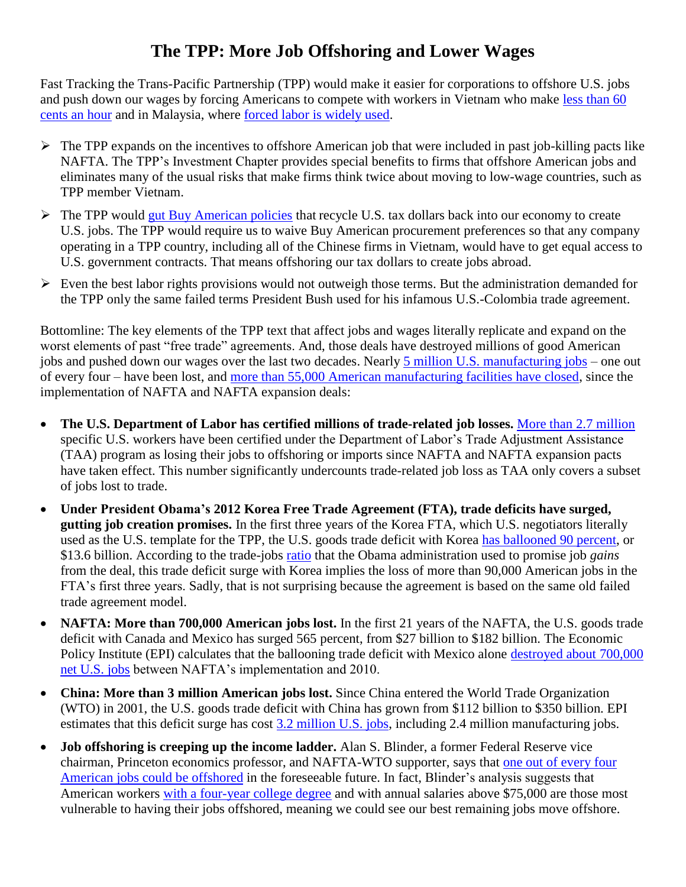# The TPP: More Job Offshoring and Lower Wages

Fast Tracking the Trans-Pacific Partnership (TPP) would make it easier for corporations to offshore U.S. jobs and push down our wages by forcing Americans to compete with workers in Vietnam who make less than 60 cents an hour and in Malaysia, where forced labor is widely used.

- The TPP expands on the incentives to offshore American job that were included in past job-killing pacts like NAFTA. The TPP's Investment Chapter provides special benefits to firms that offshore American jobs and eliminates many of the usual risks that make firms think twice about moving to low-wage countries, such as TPP member Vietnam.
- The TPP would gut Buy American policies that recycle U.S. tax dollars back into our economy to create U.S. jobs. The TPP would require us to waive Buy American procurement preferences so that any company operating in a TPP country, including all of the Chinese firms in Vietnam, would have to get equal access to U.S. government contracts. That means offshoring our tax dollars to create jobs abroad.
- Even the best labor rights provisions would not outweigh those terms. But the administration demanded for the TPP only the same failed terms President Bush used for his infamous U.S.-Colombia trade agreement.

Bottomline: The key elements of the TPP text that affect jobs and wages literally replicate and expand on the worst elements of past "free trade" agreements. And, those deals have destroyed millions of good American jobs and pushed down our wages over the last two decades. Nearly 5 million U.S. manufacturing jobs – one out of every four – have been lost, and more than 55,000 American manufacturing facilities have closed, since the implementation of NAFTA and NAFTA expansion deals:

- **The U.S. Department of Labor has certified millions of trade-related job losses.** More than 2.7 million specific U.S. workers have been certified under the Department of Labor's Trade Adjustment Assistance (TAA) program as losing their jobs to offshoring or imports since NAFTA and NAFTA expansion pacts have taken effect. This number significantly undercounts trade-related job loss as TAA only covers a subset of jobs lost to trade.
- **Under President Obama's 2012 Korea Free Trade Agreement (FTA), trade deficits have surged, gutting job creation promises.** In the first three years of the Korea FTA, which U.S. negotiators literally used as the U.S. template for the TPP, the U.S. goods trade deficit with Korea has ballooned 90 percent, or $13.6 billion. According to the trade-jobs ratio that the Obama administration used to promise job *gains* from the deal, this trade deficit surge with Korea implies the loss of more than 90,000 American jobs in the FTA's first three years. Sadly, that is not surprising because the agreement is based on the same old failed trade agreement model.
- **NAFTA: More than 700,000 American jobs lost.** In the first 21 years of the NAFTA, the U.S. goods trade deficit with Canada and Mexico has surged 565 percent, from $27 billion to $182 billion. The Economic Policy Institute (EPI) calculates that the ballooning trade deficit with Mexico alone destroyed about 700,000 net U.S. jobs between NAFTA's implementation and 2010.
- **China: More than 3 million American jobs lost.** Since China entered the World Trade Organization (WTO) in 2001, the U.S. goods trade deficit with China has grown from $112 billion to $350 billion. EPI estimates that this deficit surge has cost 3.2 million U.S. jobs, including 2.4 million manufacturing jobs.
- **Job offshoring is creeping up the income ladder.** Alan S. Blinder, a former Federal Reserve vice chairman, Princeton economics professor, and NAFTA-WTO supporter, says that one out of every four American jobs could be offshored in the foreseeable future. In fact, Blinder's analysis suggests that American workers with a four-year college degree and with annual salaries above $75,000 are those most vulnerable to having their jobs offshored, meaning we could see our best remaining jobs move offshore.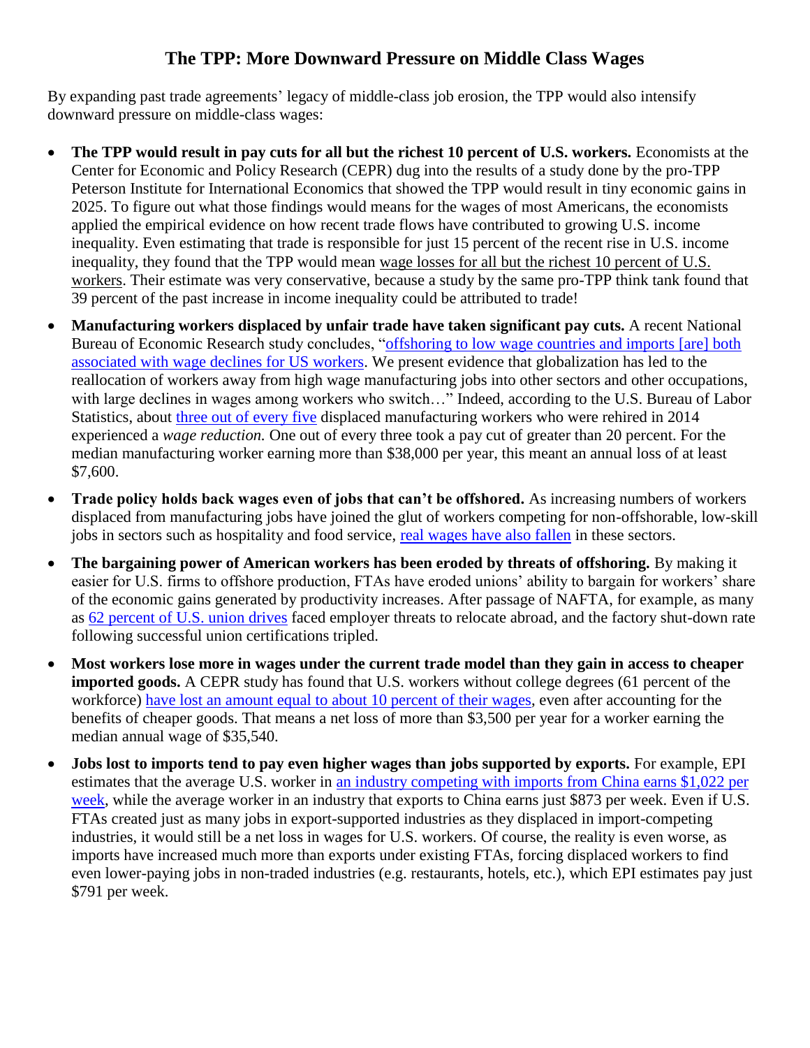# The TPP: More Downward Pressure on Middle Class Wages

By expanding past trade agreements' legacy of middle-class job erosion, the TPP would also intensify downward pressure on middle-class wages:

- **The TPP would result in pay cuts for all but the richest 10 percent of U.S. workers.** Economists at the Center for Economic and Policy Research (CEPR) dug into the results of a study done by the pro-TPP Peterson Institute for International Economics that showed the TPP would result in tiny economic gains in 2025. To figure out what those findings would means for the wages of most Americans, the economists applied the empirical evidence on how recent trade flows have contributed to growing U.S. income inequality. Even estimating that trade is responsible for just 15 percent of the recent rise in U.S. income inequality, they found that the TPP would mean wage losses for all but the richest 10 percent of U.S. workers. Their estimate was very conservative, because a study by the same pro-TPP think tank found that 39 percent of the past increase in income inequality could be attributed to trade!

- **Manufacturing workers displaced by unfair trade have taken significant pay cuts.** A recent National Bureau of Economic Research study concludes, "offshoring to low wage countries and imports [are] both associated with wage declines for US workers. We present evidence that globalization has led to the reallocation of workers away from high wage manufacturing jobs into other sectors and other occupations, with large declines in wages among workers who switch…" Indeed, according to the U.S. Bureau of Labor Statistics, about three out of every five displaced manufacturing workers who were rehired in 2014 experienced a *wage reduction.* One out of every three took a pay cut of greater than 20 percent. For the median manufacturing worker earning more than $38,000 per year, this meant an annual loss of at least $7,600.

- **Trade policy holds back wages even of jobs that can't be offshored.** As increasing numbers of workers displaced from manufacturing jobs have joined the glut of workers competing for non-offshorable, low-skill jobs in sectors such as hospitality and food service, real wages have also fallen in these sectors.

- **The bargaining power of American workers has been eroded by threats of offshoring.** By making it easier for U.S. firms to offshore production, FTAs have eroded unions' ability to bargain for workers' share of the economic gains generated by productivity increases. After passage of NAFTA, for example, as many as 62 percent of U.S. union drives faced employer threats to relocate abroad, and the factory shut-down rate following successful union certifications tripled.

- **Most workers lose more in wages under the current trade model than they gain in access to cheaper imported goods.** A CEPR study has found that U.S. workers without college degrees (61 percent of the workforce) have lost an amount equal to about 10 percent of their wages, even after accounting for the benefits of cheaper goods. That means a net loss of more than $3,500 per year for a worker earning the median annual wage of $35,540.

- **Jobs lost to imports tend to pay even higher wages than jobs supported by exports.** For example, EPI estimates that the average U.S. worker in an industry competing with imports from China earns $1,022 per week, while the average worker in an industry that exports to China earns just $873 per week. Even if U.S. FTAs created just as many jobs in export-supported industries as they displaced in import-competing industries, it would still be a net loss in wages for U.S. workers. Of course, the reality is even worse, as imports have increased much more than exports under existing FTAs, forcing displaced workers to find even lower-paying jobs in non-traded industries (e.g. restaurants, hotels, etc.), which EPI estimates pay just $791 per week.